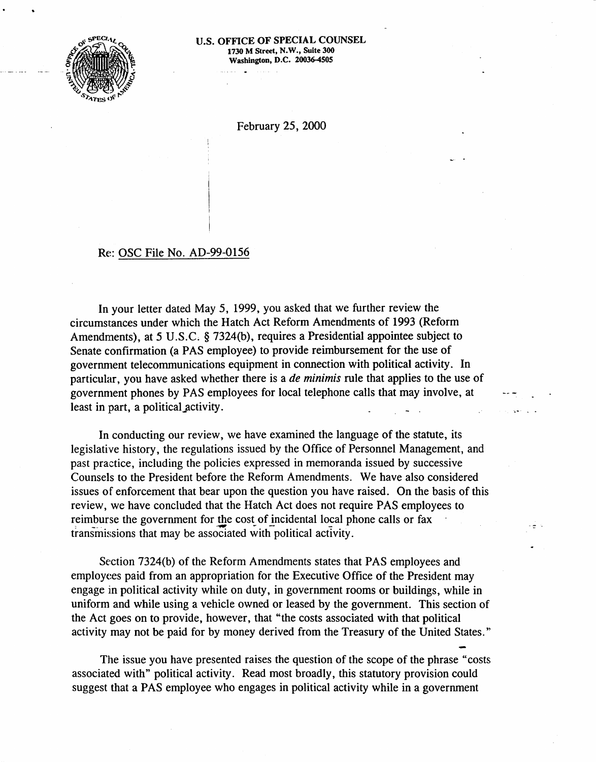U.S. OFFICE OF SPECIAL COUNSEL
1730 M Street, N.W., Suite 300
Washington, D.C. 20036-4505

February 25, 2000

Re: OSC File No. AD-99-0156

In your letter dated May 5, 1999, you asked that we further review the circumstances under which the Hatch Act Reform Amendments of 1993 (Reform Amendments), at 5 U.S.C. § 7324(b), requires a Presidential appointee subject to Senate confirmation (a PAS employee) to provide reimbursement for the use of government telecommunications equipment in connection with political activity. In particular, you have asked whether there is a *de minimis* rule that applies to the use of government phones by PAS employees for local telephone calls that may involve, at least in part, a political activity.

In conducting our review, we have examined the language of the statute, its legislative history, the regulations issued by the Office of Personnel Management, and past practice, including the policies expressed in memoranda issued by successive Counsels to the President before the Reform Amendments. We have also considered issues of enforcement that bear upon the question you have raised. On the basis of this review, we have concluded that the Hatch Act does not require PAS employees to reimburse the government for the cost of incidental local phone calls or fax transmissions that may be associated with political activity.

Section 7324(b) of the Reform Amendments states that PAS employees and employees paid from an appropriation for the Executive Office of the President may engage in political activity while on duty, in government rooms or buildings, while in uniform and while using a vehicle owned or leased by the government. This section of the Act goes on to provide, however, that "the costs associated with that political activity may not be paid for by money derived from the Treasury of the United States."

The issue you have presented raises the question of the scope of the phrase "costs associated with" political activity. Read most broadly, this statutory provision could suggest that a PAS employee who engages in political activity while in a government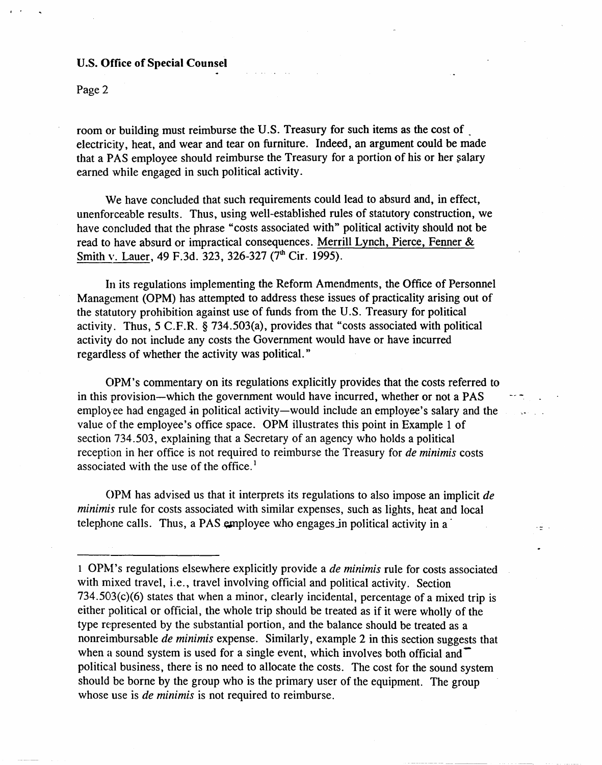room or building must reimburse the U.S. Treasury for such items as the cost of electricity, heat, and wear and tear on furniture. Indeed, an argument could be made that a PAS employee should reimburse the Treasury for a portion of his or her salary earned while engaged in such political activity.

We have concluded that such requirements could lead to absurd and, in effect, unenforceable results. Thus, using well-established rules of statutory construction, we have concluded that the phrase "costs associated with" political activity should not be read to have absurd or impractical consequences. Merrill Lynch, Pierce, Fenner & Smith v. Lauer, 49 F.3d. 323, 326-327 (7th Cir. 1995).

In its regulations implementing the Reform Amendments, the Office of Personnel Management (OPM) has attempted to address these issues of practicality arising out of the statutory prohibition against use of funds from the U.S. Treasury for political activity. Thus, 5 C.F.R. § 734.503(a), provides that "costs associated with political activity do not include any costs the Government would have or have incurred regardless of whether the activity was political."

OPM's commentary on its regulations explicitly provides that the costs referred to in this provision—which the government would have incurred, whether or not a PAS employee had engaged in political activity—would include an employee's salary and the value of the employee's office space. OPM illustrates this point in Example 1 of section 734.503, explaining that a Secretary of an agency who holds a political reception in her office is not required to reimburse the Treasury for *de minimis* costs associated with the use of the office.[1]

OPM has advised us that it interprets its regulations to also impose an implicit *de minimis* rule for costs associated with similar expenses, such as lights, heat and local telephone calls. Thus, a PAS employee who engages in political activity in a

---

1 OPM's regulations elsewhere explicitly provide a *de minimis* rule for costs associated with mixed travel, i.e., travel involving official and political activity. Section 734.503(c)(6) states that when a minor, clearly incidental, percentage of a mixed trip is either political or official, the whole trip should be treated as if it were wholly of the type represented by the substantial portion, and the balance should be treated as a nonreimbursable *de minimis* expense. Similarly, example 2 in this section suggests that when a sound system is used for a single event, which involves both official and political business, there is no need to allocate the costs. The cost for the sound system should be borne by the group who is the primary user of the equipment. The group whose use is *de minimis* is not required to reimburse.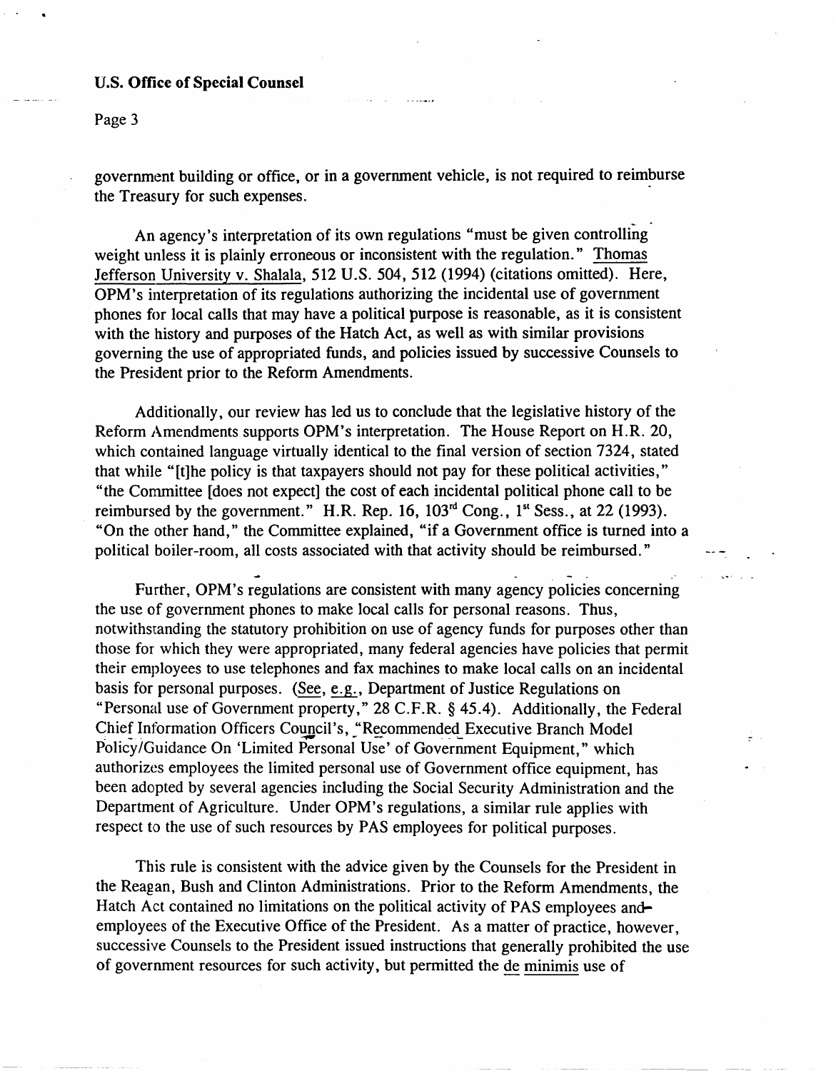government building or office, or in a government vehicle, is not required to reimburse the Treasury for such expenses.

An agency's interpretation of its own regulations "must be given controlling weight unless it is plainly erroneous or inconsistent with the regulation." Thomas Jefferson University v. Shalala, 512 U.S. 504, 512 (1994) (citations omitted). Here, OPM's interpretation of its regulations authorizing the incidental use of government phones for local calls that may have a political purpose is reasonable, as it is consistent with the history and purposes of the Hatch Act, as well as with similar provisions governing the use of appropriated funds, and policies issued by successive Counsels to the President prior to the Reform Amendments.

Additionally, our review has led us to conclude that the legislative history of the Reform Amendments supports OPM's interpretation. The House Report on H.R. 20, which contained language virtually identical to the final version of section 7324, stated that while "[t]he policy is that taxpayers should not pay for these political activities," "the Committee [does not expect] the cost of each incidental political phone call to be reimbursed by the government." H.R. Rep. 16, 103rd Cong., 1st Sess., at 22 (1993). "On the other hand," the Committee explained, "if a Government office is turned into a political boiler-room, all costs associated with that activity should be reimbursed."

Further, OPM's regulations are consistent with many agency policies concerning the use of government phones to make local calls for personal reasons. Thus, notwithstanding the statutory prohibition on use of agency funds for purposes other than those for which they were appropriated, many federal agencies have policies that permit their employees to use telephones and fax machines to make local calls on an incidental basis for personal purposes. (See, e.g., Department of Justice Regulations on "Personal use of Government property," 28 C.F.R. § 45.4). Additionally, the Federal Chief Information Officers Council's, "Recommended Executive Branch Model Policy/Guidance On 'Limited Personal Use' of Government Equipment," which authorizes employees the limited personal use of Government office equipment, has been adopted by several agencies including the Social Security Administration and the Department of Agriculture. Under OPM's regulations, a similar rule applies with respect to the use of such resources by PAS employees for political purposes.

This rule is consistent with the advice given by the Counsels for the President in the Reagan, Bush and Clinton Administrations. Prior to the Reform Amendments, the Hatch Act contained no limitations on the political activity of PAS employees and employees of the Executive Office of the President. As a matter of practice, however, successive Counsels to the President issued instructions that generally prohibited the use of government resources for such activity, but permitted the de minimis use of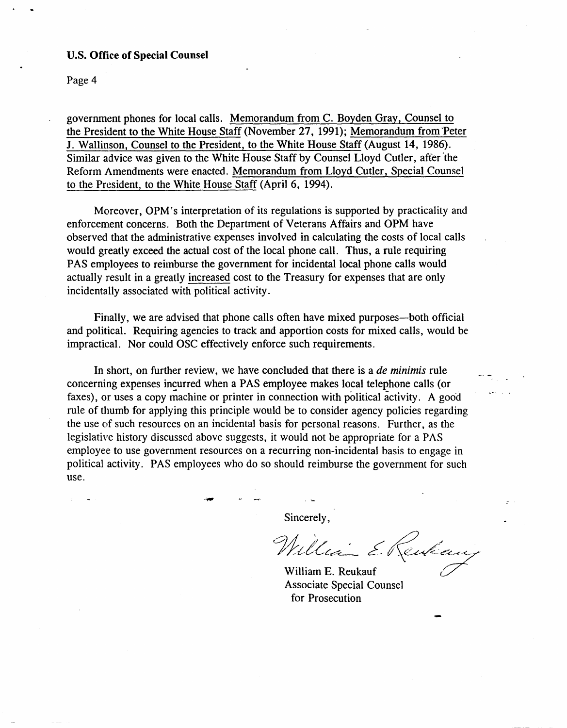government phones for local calls. Memorandum from C. Boyden Gray, Counsel to the President to the White House Staff (November 27, 1991); Memorandum from Peter J. Wallinson, Counsel to the President, to the White House Staff (August 14, 1986). Similar advice was given to the White House Staff by Counsel Lloyd Cutler, after the Reform Amendments were enacted. Memorandum from Lloyd Cutler, Special Counsel to the President, to the White House Staff (April 6, 1994).

Moreover, OPM's interpretation of its regulations is supported by practicality and enforcement concerns. Both the Department of Veterans Affairs and OPM have observed that the administrative expenses involved in calculating the costs of local calls would greatly exceed the actual cost of the local phone call. Thus, a rule requiring PAS employees to reimburse the government for incidental local phone calls would actually result in a greatly increased cost to the Treasury for expenses that are only incidentally associated with political activity.

Finally, we are advised that phone calls often have mixed purposes—both official and political. Requiring agencies to track and apportion costs for mixed calls, would be impractical. Nor could OSC effectively enforce such requirements.

In short, on further review, we have concluded that there is a *de minimis* rule concerning expenses incurred when a PAS employee makes local telephone calls (or faxes), or uses a copy machine or printer in connection with political activity. A good rule of thumb for applying this principle would be to consider agency policies regarding the use of such resources on an incidental basis for personal reasons. Further, as the legislative history discussed above suggests, it would not be appropriate for a PAS employee to use government resources on a recurring non-incidental basis to engage in political activity. PAS employees who do so should reimburse the government for such use.

Sincerely,

William E. Reukauf
Associate Special Counsel
for Prosecution